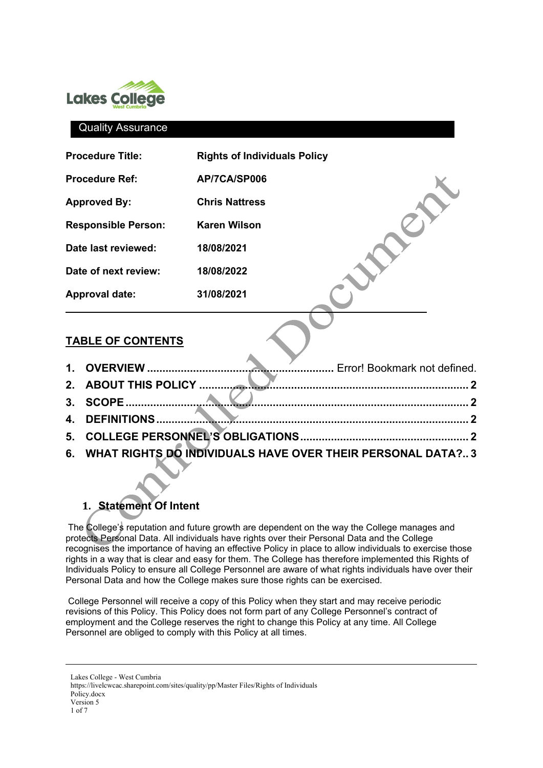Quality Assurance

| Procedure Title: | Rights of Individuals Policy |
| --- | --- |
| Procedure Ref: | AP/7CA/SP006 |
| Approved By: | Chris Nattress |
| Responsible Person: | Karen Wilson |
| Date last reviewed: | 18/08/2021 |
| Date of next review: | 18/08/2022 |
| Approval date: | 31/08/2021 |

## TABLE OF CONTENTS

1. **OVERVIEW** ............ Error! Bookmark not defined.
2. **ABOUT THIS POLICY** ............ **2**
3. **SCOPE** ............ **2**
4. **DEFINITIONS** ............ **2**
5. **COLLEGE PERSONNEL'S OBLIGATIONS** ............ **2**
6. **WHAT RIGHTS DO INDIVIDUALS HAVE OVER THEIR PERSONAL DATA?** .. **3**

## 1. Statement Of Intent

The College's reputation and future growth are dependent on the way the College manages and protects Personal Data. All individuals have rights over their Personal Data and the College recognises the importance of having an effective Policy in place to allow individuals to exercise those rights in a way that is clear and easy for them. The College has therefore implemented this Rights of Individuals Policy to ensure all College Personnel are aware of what rights individuals have over their Personal Data and how the College makes sure those rights can be exercised.

College Personnel will receive a copy of this Policy when they start and may receive periodic revisions of this Policy. This Policy does not form part of any College Personnel's contract of employment and the College reserves the right to change this Policy at any time. All College Personnel are obliged to comply with this Policy at all times.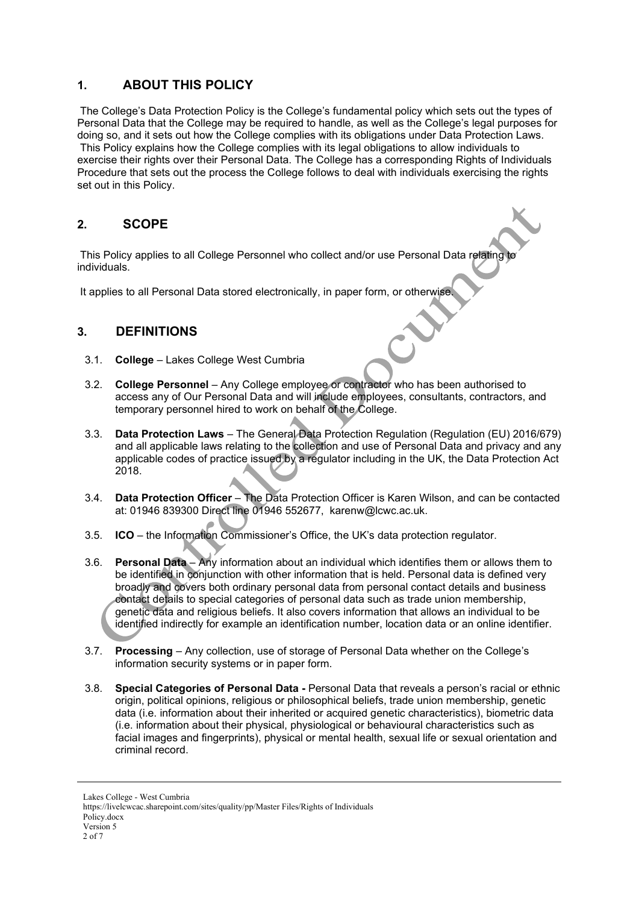## 1. ABOUT THIS POLICY

The College's Data Protection Policy is the College's fundamental policy which sets out the types of Personal Data that the College may be required to handle, as well as the College's legal purposes for doing so, and it sets out how the College complies with its obligations under Data Protection Laws. This Policy explains how the College complies with its legal obligations to allow individuals to exercise their rights over their Personal Data. The College has a corresponding Rights of Individuals Procedure that sets out the process the College follows to deal with individuals exercising the rights set out in this Policy.

## 2. SCOPE

This Policy applies to all College Personnel who collect and/or use Personal Data relating to individuals.

It applies to all Personal Data stored electronically, in paper form, or otherwise.

## 3. DEFINITIONS

3.1. **College** – Lakes College West Cumbria

3.2. **College Personnel** – Any College employee or contractor who has been authorised to access any of Our Personal Data and will include employees, consultants, contractors, and temporary personnel hired to work on behalf of the College.

3.3. **Data Protection Laws** – The General Data Protection Regulation (Regulation (EU) 2016/679) and all applicable laws relating to the collection and use of Personal Data and privacy and any applicable codes of practice issued by a regulator including in the UK, the Data Protection Act 2018.

3.4. **Data Protection Officer** – The Data Protection Officer is Karen Wilson, and can be contacted at: 01946 839300 Direct line 01946 552677, karenw@lcwc.ac.uk.

3.5. **ICO** – the Information Commissioner's Office, the UK's data protection regulator.

3.6. **Personal Data** – Any information about an individual which identifies them or allows them to be identified in conjunction with other information that is held. Personal data is defined very broadly and covers both ordinary personal data from personal contact details and business contact details to special categories of personal data such as trade union membership, genetic data and religious beliefs. It also covers information that allows an individual to be identified indirectly for example an identification number, location data or an online identifier.

3.7. **Processing** – Any collection, use of storage of Personal Data whether on the College's information security systems or in paper form.

3.8. **Special Categories of Personal Data -** Personal Data that reveals a person's racial or ethnic origin, political opinions, religious or philosophical beliefs, trade union membership, genetic data (i.e. information about their inherited or acquired genetic characteristics), biometric data (i.e. information about their physical, physiological or behavioural characteristics such as facial images and fingerprints), physical or mental health, sexual life or sexual orientation and criminal record.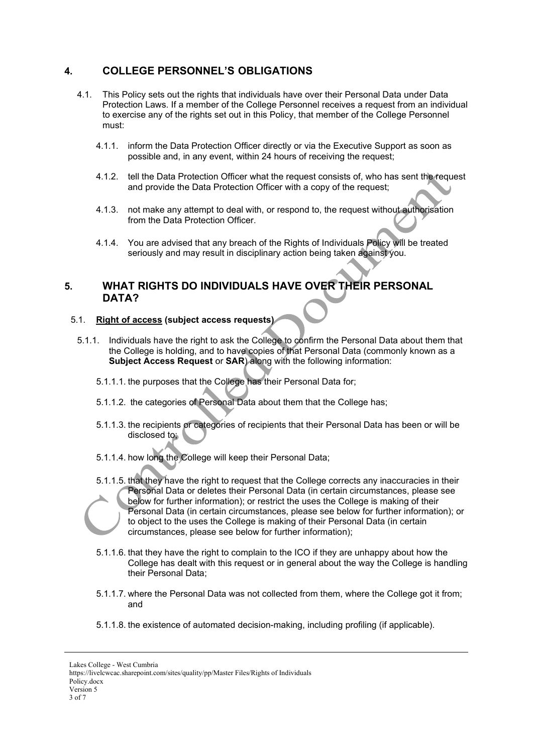## 4. COLLEGE PERSONNEL'S OBLIGATIONS

4.1. This Policy sets out the rights that individuals have over their Personal Data under Data Protection Laws. If a member of the College Personnel receives a request from an individual to exercise any of the rights set out in this Policy, that member of the College Personnel must:

4.1.1. inform the Data Protection Officer directly or via the Executive Support as soon as possible and, in any event, within 24 hours of receiving the request;

4.1.2. tell the Data Protection Officer what the request consists of, who has sent the request and provide the Data Protection Officer with a copy of the request;

4.1.3. not make any attempt to deal with, or respond to, the request without authorisation from the Data Protection Officer.

4.1.4. You are advised that any breach of the Rights of Individuals Policy will be treated seriously and may result in disciplinary action being taken against you.

## 5. WHAT RIGHTS DO INDIVIDUALS HAVE OVER THEIR PERSONAL DATA?

### 5.1. Right of access (subject access requests)

5.1.1. Individuals have the right to ask the College to confirm the Personal Data about them that the College is holding, and to have copies of that Personal Data (commonly known as a **Subject Access Request** or **SAR**) along with the following information:

5.1.1.1. the purposes that the College has their Personal Data for;

5.1.1.2. the categories of Personal Data about them that the College has;

5.1.1.3. the recipients or categories of recipients that their Personal Data has been or will be disclosed to;

5.1.1.4. how long the College will keep their Personal Data;

5.1.1.5. that they have the right to request that the College corrects any inaccuracies in their Personal Data or deletes their Personal Data (in certain circumstances, please see below for further information); or restrict the uses the College is making of their Personal Data (in certain circumstances, please see below for further information); or to object to the uses the College is making of their Personal Data (in certain circumstances, please see below for further information);

5.1.1.6. that they have the right to complain to the ICO if they are unhappy about how the College has dealt with this request or in general about the way the College is handling their Personal Data;

5.1.1.7. where the Personal Data was not collected from them, where the College got it from; and

5.1.1.8. the existence of automated decision-making, including profiling (if applicable).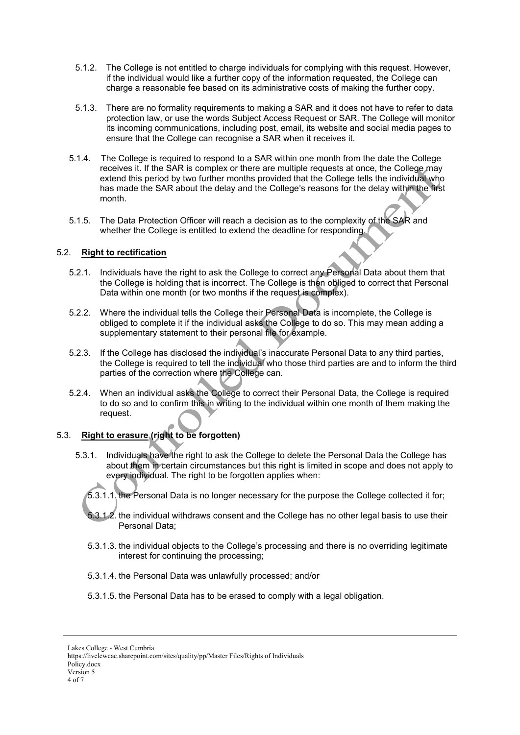5.1.2. The College is not entitled to charge individuals for complying with this request. However, if the individual would like a further copy of the information requested, the College can charge a reasonable fee based on its administrative costs of making the further copy.

5.1.3. There are no formality requirements to making a SAR and it does not have to refer to data protection law, or use the words Subject Access Request or SAR. The College will monitor its incoming communications, including post, email, its website and social media pages to ensure that the College can recognise a SAR when it receives it.

5.1.4. The College is required to respond to a SAR within one month from the date the College receives it. If the SAR is complex or there are multiple requests at once, the College may extend this period by two further months provided that the College tells the individual who has made the SAR about the delay and the College's reasons for the delay within the first month.

5.1.5. The Data Protection Officer will reach a decision as to the complexity of the SAR and whether the College is entitled to extend the deadline for responding.

5.2. **Right to rectification**

5.2.1. Individuals have the right to ask the College to correct any Personal Data about them that the College is holding that is incorrect. The College is then obliged to correct that Personal Data within one month (or two months if the request is complex).

5.2.2. Where the individual tells the College their Personal Data is incomplete, the College is obliged to complete it if the individual asks the College to do so. This may mean adding a supplementary statement to their personal file for example.

5.2.3. If the College has disclosed the individual's inaccurate Personal Data to any third parties, the College is required to tell the individual who those third parties are and to inform the third parties of the correction where the College can.

5.2.4. When an individual asks the College to correct their Personal Data, the College is required to do so and to confirm this in writing to the individual within one month of them making the request.

5.3. **Right to erasure (right to be forgotten)**

5.3.1. Individuals have the right to ask the College to delete the Personal Data the College has about them in certain circumstances but this right is limited in scope and does not apply to every individual. The right to be forgotten applies when:

5.3.1.1. the Personal Data is no longer necessary for the purpose the College collected it for;

5.3.1.2. the individual withdraws consent and the College has no other legal basis to use their Personal Data;

5.3.1.3. the individual objects to the College's processing and there is no overriding legitimate interest for continuing the processing;

5.3.1.4. the Personal Data was unlawfully processed; and/or

5.3.1.5. the Personal Data has to be erased to comply with a legal obligation.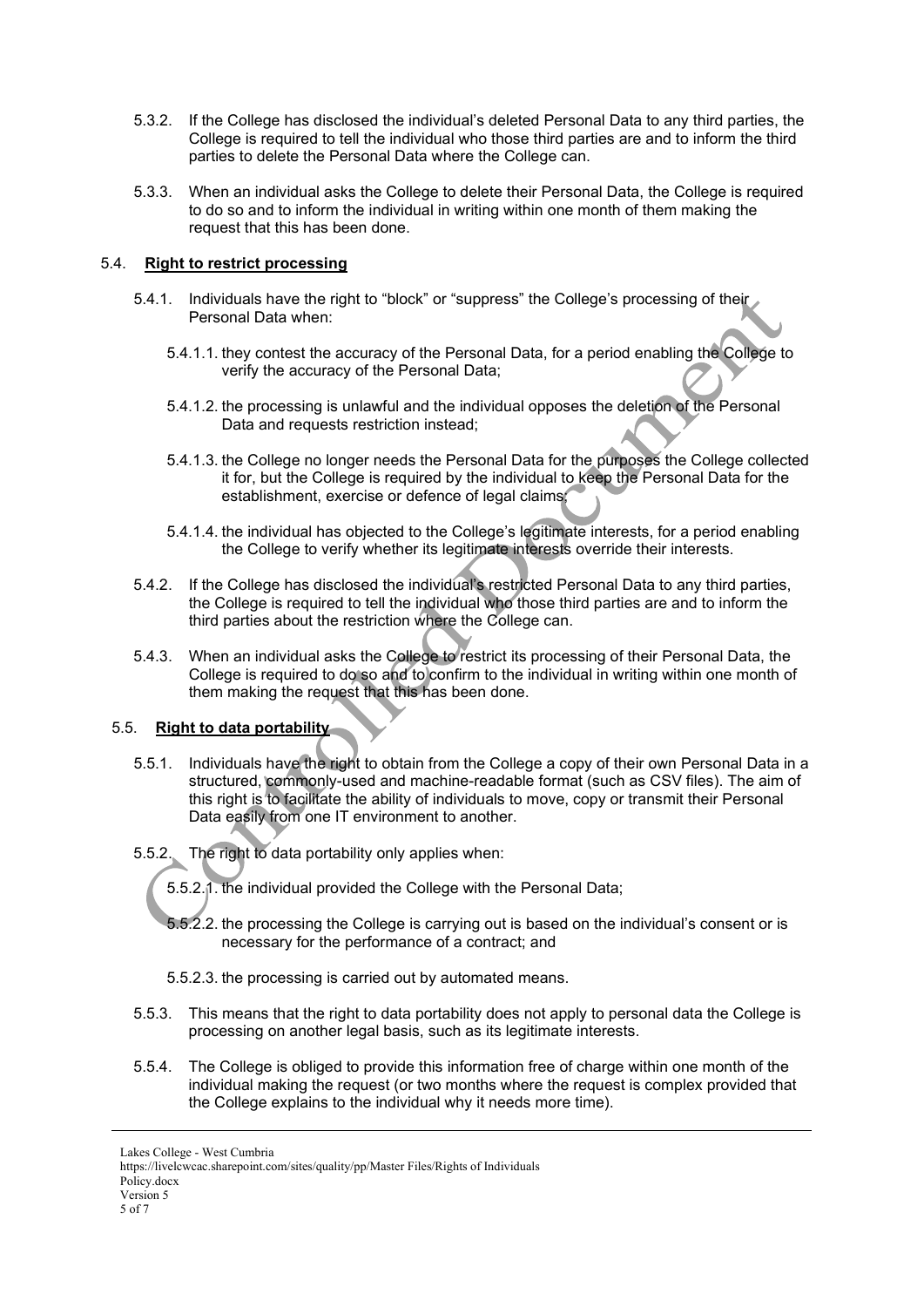5.3.2. If the College has disclosed the individual's deleted Personal Data to any third parties, the College is required to tell the individual who those third parties are and to inform the third parties to delete the Personal Data where the College can.

5.3.3. When an individual asks the College to delete their Personal Data, the College is required to do so and to inform the individual in writing within one month of them making the request that this has been done.

## 5.4. Right to restrict processing

5.4.1. Individuals have the right to "block" or "suppress" the College's processing of their Personal Data when:

5.4.1.1. they contest the accuracy of the Personal Data, for a period enabling the College to verify the accuracy of the Personal Data;

5.4.1.2. the processing is unlawful and the individual opposes the deletion of the Personal Data and requests restriction instead;

5.4.1.3. the College no longer needs the Personal Data for the purposes the College collected it for, but the College is required by the individual to keep the Personal Data for the establishment, exercise or defence of legal claims;

5.4.1.4. the individual has objected to the College's legitimate interests, for a period enabling the College to verify whether its legitimate interests override their interests.

5.4.2. If the College has disclosed the individual's restricted Personal Data to any third parties, the College is required to tell the individual who those third parties are and to inform the third parties about the restriction where the College can.

5.4.3. When an individual asks the College to restrict its processing of their Personal Data, the College is required to do so and to confirm to the individual in writing within one month of them making the request that this has been done.

## 5.5. Right to data portability

5.5.1. Individuals have the right to obtain from the College a copy of their own Personal Data in a structured, commonly-used and machine-readable format (such as CSV files). The aim of this right is to facilitate the ability of individuals to move, copy or transmit their Personal Data easily from one IT environment to another.

5.5.2. The right to data portability only applies when:

5.5.2.1. the individual provided the College with the Personal Data;

5.5.2.2. the processing the College is carrying out is based on the individual's consent or is necessary for the performance of a contract; and

5.5.2.3. the processing is carried out by automated means.

5.5.3. This means that the right to data portability does not apply to personal data the College is processing on another legal basis, such as its legitimate interests.

5.5.4. The College is obliged to provide this information free of charge within one month of the individual making the request (or two months where the request is complex provided that the College explains to the individual why it needs more time).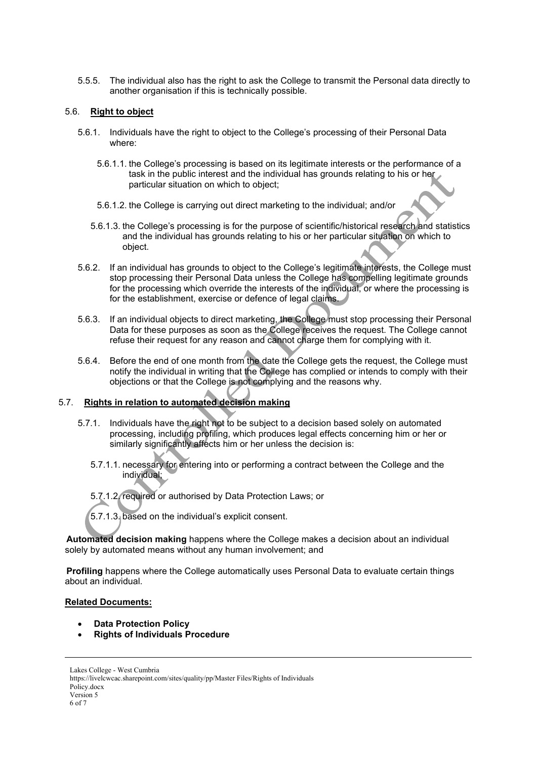5.5.5. The individual also has the right to ask the College to transmit the Personal data directly to another organisation if this is technically possible.

### 5.6. **Right to object**

5.6.1. Individuals have the right to object to the College's processing of their Personal Data where:

5.6.1.1. the College's processing is based on its legitimate interests or the performance of a task in the public interest and the individual has grounds relating to his or her particular situation on which to object;

5.6.1.2. the College is carrying out direct marketing to the individual; and/or

5.6.1.3. the College's processing is for the purpose of scientific/historical research and statistics and the individual has grounds relating to his or her particular situation on which to object.

5.6.2. If an individual has grounds to object to the College's legitimate interests, the College must stop processing their Personal Data unless the College has compelling legitimate grounds for the processing which override the interests of the individual, or where the processing is for the establishment, exercise or defence of legal claims.

5.6.3. If an individual objects to direct marketing, the College must stop processing their Personal Data for these purposes as soon as the College receives the request. The College cannot refuse their request for any reason and cannot charge them for complying with it.

5.6.4. Before the end of one month from the date the College gets the request, the College must notify the individual in writing that the College has complied or intends to comply with their objections or that the College is not complying and the reasons why.

### 5.7. **Rights in relation to automated decision making**

5.7.1. Individuals have the right not to be subject to a decision based solely on automated processing, including profiling, which produces legal effects concerning him or her or similarly significantly affects him or her unless the decision is:

5.7.1.1. necessary for entering into or performing a contract between the College and the individual;

5.7.1.2. required or authorised by Data Protection Laws; or

5.7.1.3. based on the individual's explicit consent.

**Automated decision making** happens where the College makes a decision about an individual solely by automated means without any human involvement; and

**Profiling** happens where the College automatically uses Personal Data to evaluate certain things about an individual.

**Related Documents:**

- **Data Protection Policy**
- **Rights of Individuals Procedure**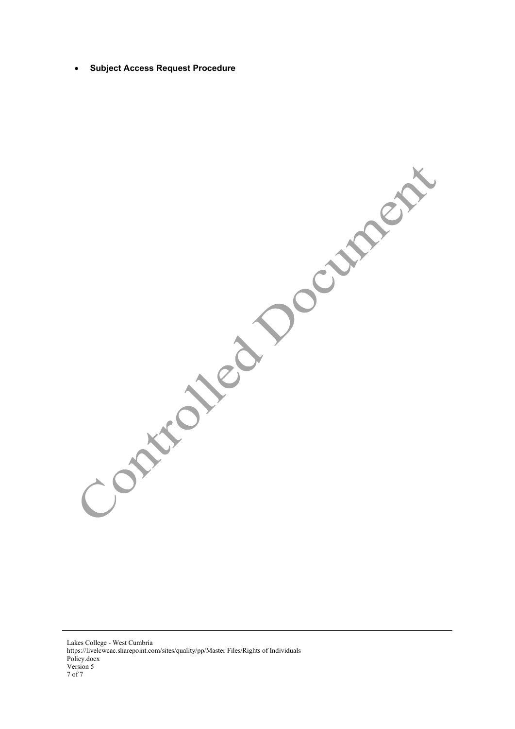- **Subject Access Request Procedure**